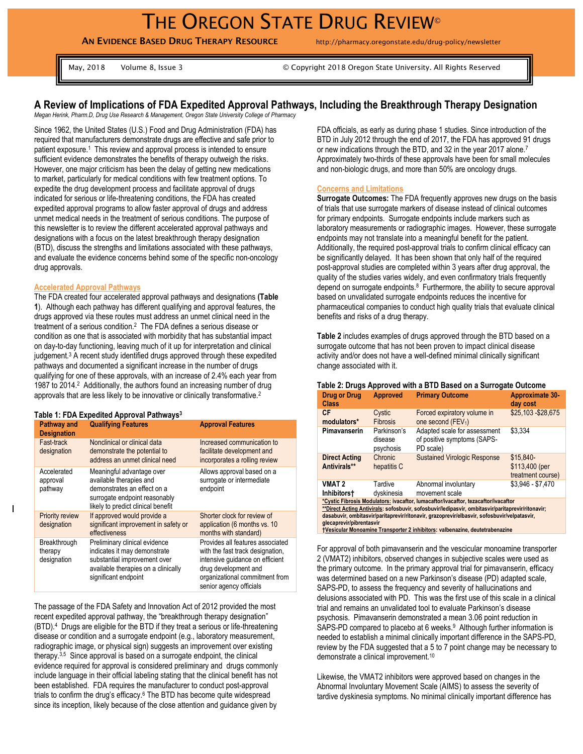# THE OREGON STATE DRUG REVIEW©

**AN EVIDENCE BASED DRUG THERAPY RESOURCE** http://pharmacy.oregonstate.edu/drug-policy/newsletter

May, 2018 Volume 8, Issue 3 © Copyright 2018 Oregon State University. All Rights Reserved

## A Review of Implications of FDA Expedited Approval Pathways, Including the Breakthrough Therapy Designation

*Megan Herink, Pharm.D, Drug Use Research & Management, Oregon State University College of Pharmacy*

Since 1962, the United States (U.S.) Food and Drug Administration (FDA) has required that manufacturers demonstrate drugs are effective and safe prior to patient exposure.[1] This review and approval process is intended to ensure sufficient evidence demonstrates the benefits of therapy outweigh the risks. However, one major criticism has been the delay of getting new medications to market, particularly for medical conditions with few treatment options. To expedite the drug development process and facilitate approval of drugs indicated for serious or life-threatening conditions, the FDA has created expedited approval programs to allow faster approval of drugs and address unmet medical needs in the treatment of serious conditions. The purpose of this newsletter is to review the different accelerated approval pathways and designations with a focus on the latest breakthrough therapy designation (BTD), discuss the strengths and limitations associated with these pathways, and evaluate the evidence concerns behind some of the specific non-oncology drug approvals.

### Accelerated Approval Pathways

The FDA created four accelerated approval pathways and designations **(Table 1**). Although each pathway has different qualifying and approval features, the drugs approved via these routes must address an unmet clinical need in the treatment of a serious condition.[2] The FDA defines a serious disease or condition as one that is associated with morbidity that has substantial impact on day-to-day functioning, leaving much of it up for interpretation and clinical judgement.[3] A recent study identified drugs approved through these expedited pathways and documented a significant increase in the number of drugs qualifying for one of these approvals, with an increase of 2.4% each year from 1987 to 2014.[2] Additionally, the authors found an increasing number of drug approvals that are less likely to be innovative or clinically transformative.[2]

**Table 1: FDA Expedited Approval Pathways[3]**

| Pathway and Designation | Qualifying Features | Approval Features |
|---|---|---|
| Fast-track designation | Nonclinical or clinical data demonstrate the potential to address an unmet clinical need | Increased communication to facilitate development and incorporates a rolling review |
| Accelerated approval pathway | Meaningful advantage over available therapies and demonstrates an effect on a surrogate endpoint reasonably likely to predict clinical benefit | Allows approval based on a surrogate or intermediate endpoint |
| Priority review designation | If approved would provide a significant improvement in safety or effectiveness | Shorter clock for review of application (6 months vs. 10 months with standard) |
| Breakthrough therapy designation | Preliminary clinical evidence indicates it may demonstrate substantial improvement over available therapies on a clinically significant endpoint | Provides all features associated with the fast track designation, intensive guidance on efficient drug development and organizational commitment from senior agency officials |

The passage of the FDA Safety and Innovation Act of 2012 provided the most recent expedited approval pathway, the "breakthrough therapy designation" (BTD).[4] Drugs are eligible for the BTD if they treat a serious or life-threatening disease or condition and a surrogate endpoint (e.g., laboratory measurement, radiographic image, or physical sign) suggests an improvement over existing therapy.[3,5] Since approval is based on a surrogate endpoint, the clinical evidence required for approval is considered preliminary and drugs commonly include language in their official labeling stating that the clinical benefit has not been established. FDA requires the manufacturer to conduct post-approval trials to confirm the drug's efficacy.[6] The BTD has become quite widespread since its inception, likely because of the close attention and guidance given by FDA officials, as early as during phase 1 studies. Since introduction of the BTD in July 2012 through the end of 2017, the FDA has approved 91 drugs or new indications through the BTD, and 32 in the year 2017 alone.[7] Approximately two-thirds of these approvals have been for small molecules and non-biologic drugs, and more than 50% are oncology drugs.

### Concerns and Limitations

**Surrogate Outcomes:** The FDA frequently approves new drugs on the basis of trials that use surrogate markers of disease instead of clinical outcomes for primary endpoints. Surrogate endpoints include markers such as laboratory measurements or radiographic images. However, these surrogate endpoints may not translate into a meaningful benefit for the patient. Additionally, the required post-approval trials to confirm clinical efficacy can be significantly delayed. It has been shown that only half of the required post-approval studies are completed within 3 years after drug approval, the quality of the studies varies widely, and even confirmatory trials frequently depend on surrogate endpoints.[8] Furthermore, the ability to secure approval based on unvalidated surrogate endpoints reduces the incentive for pharmaceutical companies to conduct high quality trials that evaluate clinical benefits and risks of a drug therapy.

**Table 2** includes examples of drugs approved through the BTD based on a surrogate outcome that has not been proven to impact clinical disease activity and/or does not have a well-defined minimal clinically significant change associated with it.

**Table 2: Drugs Approved with a BTD Based on a Surrogate Outcome**

| Drug or Drug Class | Approved | Primary Outcome | Approximate 30-day cost |
|---|---|---|---|
| **CF modulators*** | Cystic Fibrosis | Forced expiratory volume in one second ($FEV_1$) | $25,103 -$28,675 |
| **Pimavanserin** | Parkinson's disease psychosis | Adapted scale for assessment of positive symptoms (SAPS-PD scale) | $3,334 |
| **Direct Acting Antivirals**** | Chronic hepatitis C | Sustained Virologic Response | $15,840-$113,400 (per treatment course) |
| **VMAT 2 Inhibitors†** | Tardive dyskinesia | Abnormal involuntary movement scale | $3,946 - $7,470 |

***Cystic Fibrosis Modulators:** ivacaftor, lumacaftor/ivacaftor, tezacaftor/ivacaftor
****Direct Acting Antivirals:** sofosbuvir, sofosbuvir/ledipasvir, ombitasvir/paritaprevir/ritonavir; dasabuvir, ombitasvir/paritaprevir/ritonavir, grazoprevir/elbasvir, sofosbuvir/velpatasvir, glecaprevir/pibrentasvir
**†Vesicular Monoamine Transporter 2 inhibitors:** valbenazine, deutetrabenazine

For approval of both pimavanserin and the vescicular monoamine transporter 2 (VMAT2) inhibitors, observed changes in subjective scales were used as the primary outcome. In the primary approval trial for pimavanserin, efficacy was determined based on a new Parkinson's disease (PD) adapted scale, SAPS-PD, to assess the frequency and severity of hallucinations and delusions associated with PD. This was the first use of this scale in a clinical trial and remains an unvalidated tool to evaluate Parkinson's disease psychosis. Pimavanserin demonstrated a mean 3.06 point reduction in SAPS-PD compared to placebo at 6 weeks.[9] Although further information is needed to establish a minimal clinically important difference in the SAPS-PD, review by the FDA suggested that a 5 to 7 point change may be necessary to demonstrate a clinical improvement.[10]

Likewise, the VMAT2 inhibitors were approved based on changes in the Abnormal Involuntary Movement Scale (AIMS) to assess the severity of tardive dyskinesia symptoms. No minimal clinically important difference has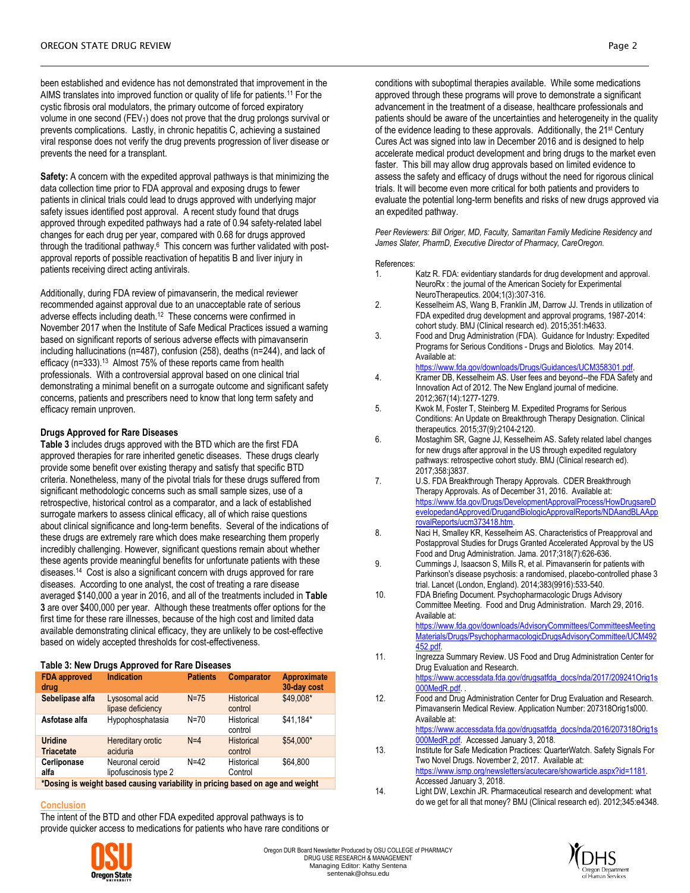been established and evidence has not demonstrated that improvement in the AIMS translates into improved function or quality of life for patients.[11] For the cystic fibrosis oral modulators, the primary outcome of forced expiratory volume in one second ($FEV_1$) does not prove that the drug prolongs survival or prevents complications. Lastly, in chronic hepatitis C, achieving a sustained viral response does not verify the drug prevents progression of liver disease or prevents the need for a transplant.

**Safety:** A concern with the expedited approval pathways is that minimizing the data collection time prior to FDA approval and exposing drugs to fewer patients in clinical trials could lead to drugs approved with underlying major safety issues identified post approval. A recent study found that drugs approved through expedited pathways had a rate of 0.94 safety-related label changes for each drug per year, compared with 0.68 for drugs approved through the traditional pathway.[6] This concern was further validated with post-approval reports of possible reactivation of hepatitis B and liver injury in patients receiving direct acting antivirals.

Additionally, during FDA review of pimavanserin, the medical reviewer recommended against approval due to an unacceptable rate of serious adverse effects including death.[12] These concerns were confirmed in November 2017 when the Institute of Safe Medical Practices issued a warning based on significant reports of serious adverse effects with pimavanserin including hallucinations (n=487), confusion (258), deaths (n=244), and lack of efficacy (n=333).[13] Almost 75% of these reports came from health professionals. With a controversial approval based on one clinical trial demonstrating a minimal benefit on a surrogate outcome and significant safety concerns, patients and prescribers need to know that long term safety and efficacy remain unproven.

### Drugs Approved for Rare Diseases

**Table 3** includes drugs approved with the BTD which are the first FDA approved therapies for rare inherited genetic diseases. These drugs clearly provide some benefit over existing therapy and satisfy that specific BTD criteria. Nonetheless, many of the pivotal trials for these drugs suffered from significant methodologic concerns such as small sample sizes, use of a retrospective, historical control as a comparator, and a lack of established surrogate markers to assess clinical efficacy, all of which raise questions about clinical significance and long-term benefits. Several of the indications of these drugs are extremely rare which does make researching them properly incredibly challenging. However, significant questions remain about whether these agents provide meaningful benefits for unfortunate patients with these diseases.[14] Cost is also a significant concern with drugs approved for rare diseases. According to one analyst, the cost of treating a rare disease averaged $140,000 a year in 2016, and all of the treatments included in **Table 3** are over $400,000 per year. Although these treatments offer options for the first time for these rare illnesses, because of the high cost and limited data available demonstrating clinical efficacy, they are unlikely to be cost-effective based on widely accepted thresholds for cost-effectiveness.

**Table 3: New Drugs Approved for Rare Diseases**

| FDA approved drug | Indication | Patients | Comparator | Approximate 30-day cost |
|---|---|---|---|---|
| Sebelipase alfa | Lysosomal acid lipase deficiency | N=75 | Historical control | $49,008* |
| Asfotase alfa | Hypophosphatasia | N=70 | Historical control | $41,184* |
| Uridine Triacetate | Hereditary orotic aciduria | N=4 | Historical control | $54,000* |
| Cerliponase alfa | Neuronal ceroid lipofuscinosis type 2 | N=42 | Historical Control | $64,800 |

**\*Dosing is weight based causing variability in pricing based on age and weight**

## Conclusion

The intent of the BTD and other FDA expedited approval pathways is to provide quicker access to medications for patients who have rare conditions or conditions with suboptimal therapies available. While some medications approved through these programs will prove to demonstrate a significant advancement in the treatment of a disease, healthcare professionals and patients should be aware of the uncertainties and heterogeneity in the quality of the evidence leading to these approvals. Additionally, the 21st Century Cures Act was signed into law in December 2016 and is designed to help accelerate medical product development and bring drugs to the market even faster. This bill may allow drug approvals based on limited evidence to assess the safety and efficacy of drugs without the need for rigorous clinical trials. It will become even more critical for both patients and providers to evaluate the potential long-term benefits and risks of new drugs approved via an expedited pathway.

*Peer Reviewers: Bill Origer, MD, Faculty, Samaritan Family Medicine Residency and James Slater, PharmD, Executive Director of Pharmacy, CareOregon.*

References:

1. Katz R. FDA: evidentiary standards for drug development and approval. NeuroRx : the journal of the American Society for Experimental NeuroTherapeutics. 2004;1(3):307-316.
2. Kesselheim AS, Wang B, Franklin JM, Darrow JJ. Trends in utilization of FDA expedited drug development and approval programs, 1987-2014: cohort study. BMJ (Clinical research ed). 2015;351:h4633.
3. Food and Drug Administration (FDA). Guidance for Industry: Expedited Programs for Serious Conditions - Drugs and Biologics. May 2014. Available at: https://www.fda.gov/downloads/Drugs/Guidances/UCM358301.pdf.
4. Kramer DB, Kesselheim AS. User fees and beyond--the FDA Safety and Innovation Act of 2012. The New England journal of medicine. 2012;367(14):1277-1279.
5. Kwok M, Foster T, Steinberg M. Expedited Programs for Serious Conditions: An Update on Breakthrough Therapy Designation. Clinical therapeutics. 2015;37(9):2104-2120.
6. Mostaghim SR, Gagne JJ, Kesselheim AS. Safety related label changes for new drugs after approval in the US through expedited regulatory pathways: retrospective cohort study. BMJ (Clinical research ed). 2017;358:j3837.
7. U.S. FDA Breakthrough Therapy Approvals. CDER Breakthrough Therapy Approvals. As of December 31, 2016. Available at: https://www.fda.gov/Drugs/DevelopmentApprovalProcess/HowDrugsareDevelopedandApproved/DrugandBiologicApprovalReports/NDAandBLAApprovalReports/ucm373418.htm.
8. Naci H, Smalley KR, Kesselheim AS. Characteristics of Preapproval and Postapproval Studies for Drugs Granted Accelerated Approval by the US Food and Drug Administration. Jama. 2017;318(7):626-636.
9. Cummings J, Isaacson S, Mills R, et al. Pimavanserin for patients with Parkinson's disease psychosis: a randomised, placebo-controlled phase 3 trial. Lancet (London, England). 2014;383(9916):533-540.
10. FDA Briefing Document. Psychopharmacologic Drugs Advisory Committee Meeting. Food and Drug Administration. March 29, 2016. Available at: https://www.fda.gov/downloads/AdvisoryCommittees/CommitteesMeetingMaterials/Drugs/PsychopharmacologicDrugsAdvisoryCommittee/UCM492452.pdf.
11. Ingrezza Summary Review. US Food and Drug Administration Center for Drug Evaluation and Research. https://www.accessdata.fda.gov/drugsatfda_docs/nda/2017/209241Orig1s000MedR.pdf. .
12. Food and Drug Administration Center for Drug Evaluation and Research. Pimavanserin Medical Review. Application Number: 207318Orig1s000. Available at: https://www.accessdata.fda.gov/drugsatfda_docs/nda/2016/207318Orig1s000MedR.pdf. Accessed January 3, 2018.
13. Institute for Safe Medication Practices: QuarterWatch. Safety Signals For Two Novel Drugs. November 2, 2017. Available at: https://www.ismp.org/newsletters/acutecare/showarticle.aspx?id=1181. Accessed January 3, 2018.
14. Light DW, Lexchin JR. Pharmaceutical research and development: what do we get for all that money? BMJ (Clinical research ed). 2012;345:e4348.

Oregon DUR Board Newsletter Produced by OSU COLLEGE of PHARMACY DRUG USE RESEARCH & MANAGEMENT
Managing Editor: Kathy Sentena
sentenak@ohsu.edu